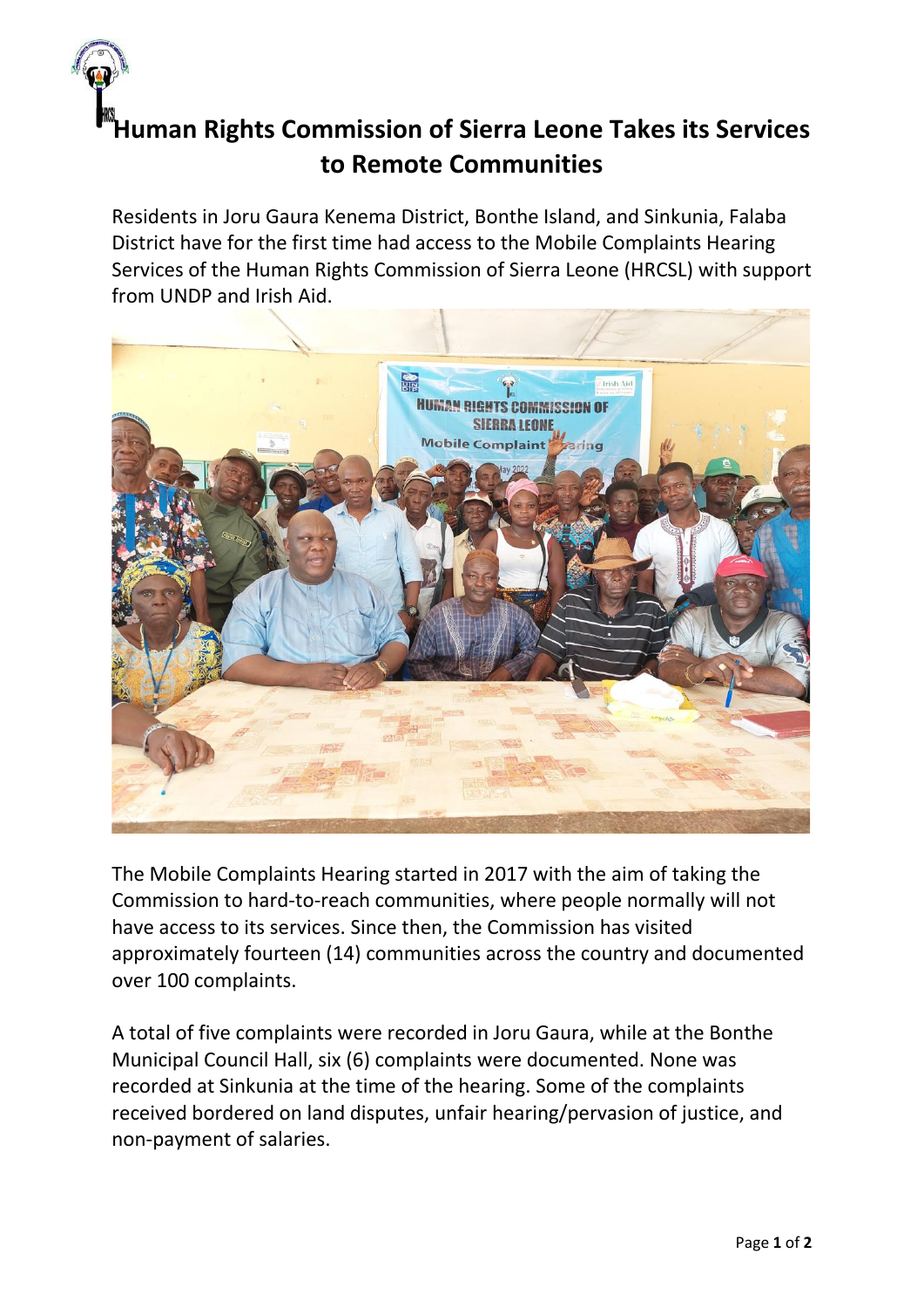# Human Rights Commission of Sierra Leone Takes its Services to Remote Communities

Residents in Joru Gaura Kenema District, Bonthe Island, and Sinkunia, Falaba District have for the first time had access to the Mobile Complaints Hearing Services of the Human Rights Commission of Sierra Leone (HRCSL) with support from UNDP and Irish Aid.

The Mobile Complaints Hearing started in 2017 with the aim of taking the Commission to hard-to-reach communities, where people normally will not have access to its services. Since then, the Commission has visited approximately fourteen (14) communities across the country and documented over 100 complaints.

A total of five complaints were recorded in Joru Gaura, while at the Bonthe Municipal Council Hall, six (6) complaints were documented. None was recorded at Sinkunia at the time of the hearing. Some of the complaints received bordered on land disputes, unfair hearing/pervasion of justice, and non-payment of salaries.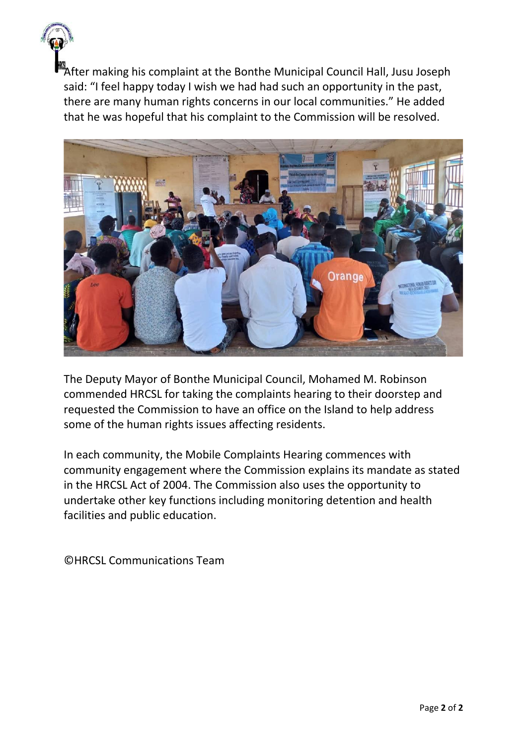After making his complaint at the Bonthe Municipal Council Hall, Jusu Joseph said: “I feel happy today I wish we had had such an opportunity in the past, there are many human rights concerns in our local communities.” He added that he was hopeful that his complaint to the Commission will be resolved.

The Deputy Mayor of Bonthe Municipal Council, Mohamed M. Robinson commended HRCSL for taking the complaints hearing to their doorstep and requested the Commission to have an office on the Island to help address some of the human rights issues affecting residents.

In each community, the Mobile Complaints Hearing commences with community engagement where the Commission explains its mandate as stated in the HRCSL Act of 2004. The Commission also uses the opportunity to undertake other key functions including monitoring detention and health facilities and public education.

©HRCSL Communications Team